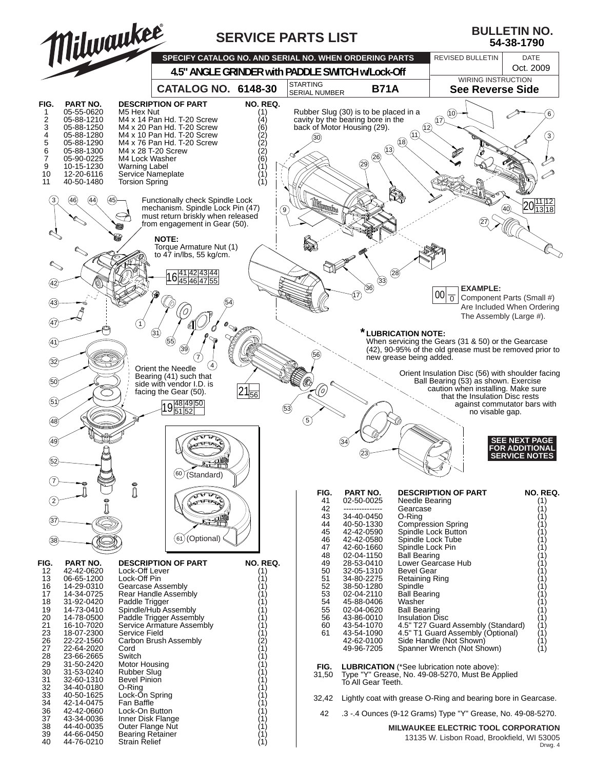# SERVICE PARTS LIST

**BULLETIN NO. 54-38-1790**

**SPECIFY CATALOG NO. AND SERIAL NO. WHEN ORDERING PARTS**

**4.5" ANGLE GRINDER with PADDLE SWITCH w/Lock-Off**

**CATALOG NO. 6148-30**

STARTING SERIAL NUMBER **B71A**

REVISED BULLETIN | DATE Oct. 2009

WIRING INSTRUCTION **See Reverse Side**

| FIG. | PART NO. | DESCRIPTION OF PART | NO. REQ. |
|---|---|---|---|
| 1 | 05-55-0620 | M5 Hex Nut | (1) |
| 2 | 05-88-1210 | M4 x 14 Pan Hd. T-20 Screw | (4) |
| 3 | 05-88-1250 | M4 x 20 Pan Hd. T-20 Screw | (6) |
| 4 | 05-88-1280 | M4 x 10 Pan Hd. T-20 Screw | (2) |
| 5 | 05-88-1290 | M4 x 76 Pan Hd. T-20 Screw | (2) |
| 6 | 05-88-1300 | M4 x 28 T-20 Screw | (2) |
| 7 | 05-90-0225 | M4 Lock Washer | (6) |
| 9 | 10-15-1230 | Warning Label | (1) |
| 10 | 12-20-6116 | Service Nameplate | (1) |
| 11 | 40-50-1480 | Torsion Spring | (1) |
| 12 | 42-42-0620 | Lock-Off Lever | (1) |
| 13 | 06-65-1200 | Lock-Off Pin | (1) |
| 16 | 14-29-0310 | Gearcase Assembly | (1) |
| 17 | 14-34-0725 | Rear Handle Assembly | (1) |
| 18 | 31-92-0420 | Paddle Trigger | (1) |
| 19 | 14-73-0410 | Spindle/Hub Assembly | (1) |
| 20 | 14-78-0500 | Paddle Trigger Assembly | (1) |
| 21 | 16-10-7020 | Service Armature Assembly | (1) |
| 23 | 18-07-2300 | Service Field | (1) |
| 26 | 22-22-1560 | Carbon Brush Assembly | (2) |
| 27 | 22-64-2020 | Cord | (1) |
| 28 | 23-66-2665 | Switch | (1) |
| 29 | 31-50-2420 | Motor Housing | (1) |
| 30 | 31-53-0240 | Rubber Slug | (1) |
| 31 | 32-60-1310 | Bevel Pinion | (1) |
| 32 | 34-40-0180 | O-Ring | (1) |
| 33 | 40-50-1625 | Lock-On Spring | (1) |
| 34 | 42-14-0475 | Fan Baffle | (1) |
| 36 | 42-42-0660 | Lock-On Button | (1) |
| 37 | 43-34-0036 | Inner Disk Flange | (1) |
| 38 | 44-40-0035 | Outer Flange Nut | (1) |
| 39 | 44-66-0450 | Bearing Retainer | (1) |
| 40 | 44-76-0210 | Strain Relief | (1) |
| 41 | 02-50-0025 | Needle Bearing | (1) |
| 42 | --------------- | Gearcase | (1) |
| 43 | 34-40-0450 | O-Ring | (1) |
| 44 | 40-50-1330 | Compression Spring | (1) |
| 45 | 42-42-0590 | Spindle Lock Button | (1) |
| 46 | 42-42-0580 | Spindle Lock Tube | (1) |
| 47 | 42-60-1660 | Spindle Lock Pin | (1) |
| 48 | 02-04-1150 | Ball Bearing | (1) |
| 49 | 28-53-0410 | Lower Gearcase Hub | (1) |
| 50 | 32-05-1310 | Bevel Gear | (1) |
| 51 | 34-80-2275 | Retaining Ring | (1) |
| 52 | 38-50-1280 | Spindle | (1) |
| 53 | 02-04-2110 | Ball Bearing | (1) |
| 54 | 45-88-0406 | Washer | (1) |
| 55 | 02-04-0620 | Ball Bearing | (1) |
| 56 | 43-86-0010 | Insulation Disc | (1) |
| 60 | 43-54-1070 | 4.5" T27 Guard Assembly (Standard) | (1) |
| 61 | 43-54-1090 | 4.5" T1 Guard Assembly (Optional) | (1) |
| | 42-62-0100 | Side Handle (Not Shown) | (1) |
| | 49-96-7205 | Spanner Wrench (Not Shown) | (1) |

Rubber Slug (30) is to be placed in a cavity by the bearing bore in the back of Motor Housing (29).

Functionally check Spindle Lock mechanism. Spindle Lock Pin (47) must return briskly when released from engagement in Gear (50).

**NOTE:** Torque Armature Nut (1) to 47 in/lbs, 55 kg/cm.

Orient the Needle Bearing (41) such that side with vendor I.D. is facing the Gear (50).

**EXAMPLE:** Component Parts (Small #) Are Included When Ordering The Assembly (Large #).

**\*LUBRICATION NOTE:** When servicing the Gears (31 & 50) or the Gearcase (42), 90-95% of the old grease must be removed prior to new grease being added.

Orient Insulation Disc (56) with shoulder facing Ball Bearing (53) as shown. Exercise caution when installing. Make sure that the Insulation Disc rests against commutator bars with no visable gap.

**SEE NEXT PAGE FOR ADDITIONAL SERVICE NOTES**

60 (Standard)

61 (Optional)

| FIG. | |
|---|---|
| 31,50 | **LUBRICATION** (*See lubrication note above): Type "Y" Grease, No. 49-08-5270, Must Be Applied To All Gear Teeth. |
| 32,42 | Lightly coat with grease O-Ring and bearing bore in Gearcase. |
| 42 | .3 -.4 Ounces (9-12 Grams) Type "Y" Grease, No. 49-08-5270. |

**MILWAUKEE ELECTRIC TOOL CORPORATION**
13135 W. Lisbon Road, Brookfield, WI 53005

Drwg. 4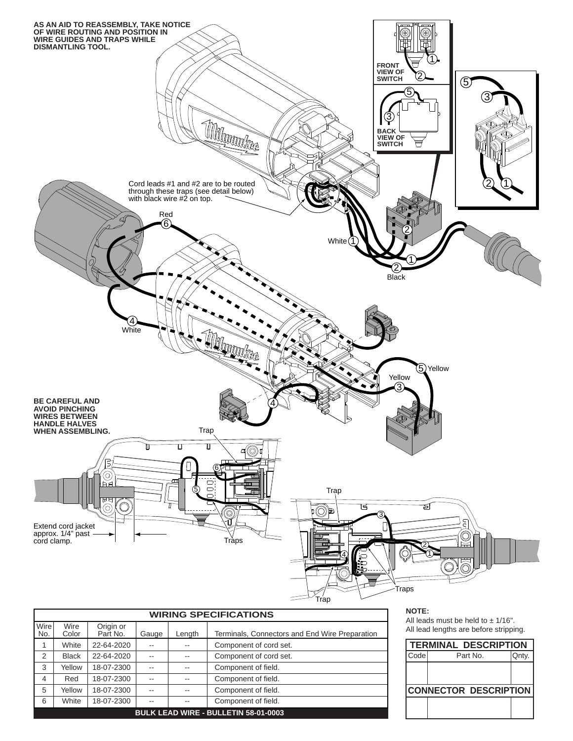AS AN AID TO REASSEMBLY, TAKE NOTICE OF WIRE ROUTING AND POSITION IN WIRE GUIDES AND TRAPS WHILE DISMANTLING TOOL.

FRONT VIEW OF SWITCH

BACK VIEW OF SWITCH

Cord leads #1 and #2 are to be routed through these traps (see detail below) with black wire #2 on top.

Red 6

White 1

2 Black

4 White

5 Yellow

Yellow 3

BE CAREFUL AND AVOID PINCHING WIRES BETWEEN HANDLE HALVES WHEN ASSEMBLING.

Trap

Extend cord jacket approx. 1/4" past cord clamp.

Traps

Trap

Traps

Trap

| WIRING SPECIFICATIONS | | | | | |
|---|---|---|---|---|---|
| Wire No. | Wire Color | Origin or Part No. | Gauge | Length | Terminals, Connectors and End Wire Preparation |
| 1 | White | 22-64-2020 | -- | -- | Component of cord set. |
| 2 | Black | 22-64-2020 | -- | -- | Component of cord set. |
| 3 | Yellow | 18-07-2300 | -- | -- | Component of field. |
| 4 | Red | 18-07-2300 | -- | -- | Component of field. |
| 5 | Yellow | 18-07-2300 | -- | -- | Component of field. |
| 6 | White | 18-07-2300 | -- | -- | Component of field. |
| BULK LEAD WIRE - BULLETIN 58-01-0003 | | | | | |

**NOTE:**
All leads must be held to ± 1/16".
All lead lengths are before stripping.

| TERMINAL DESCRIPTION | | |
|---|---|---|
| Code | Part No. | Qnty. |
| | | |

| CONNECTOR DESCRIPTION | | |
|---|---|---|
| | | |